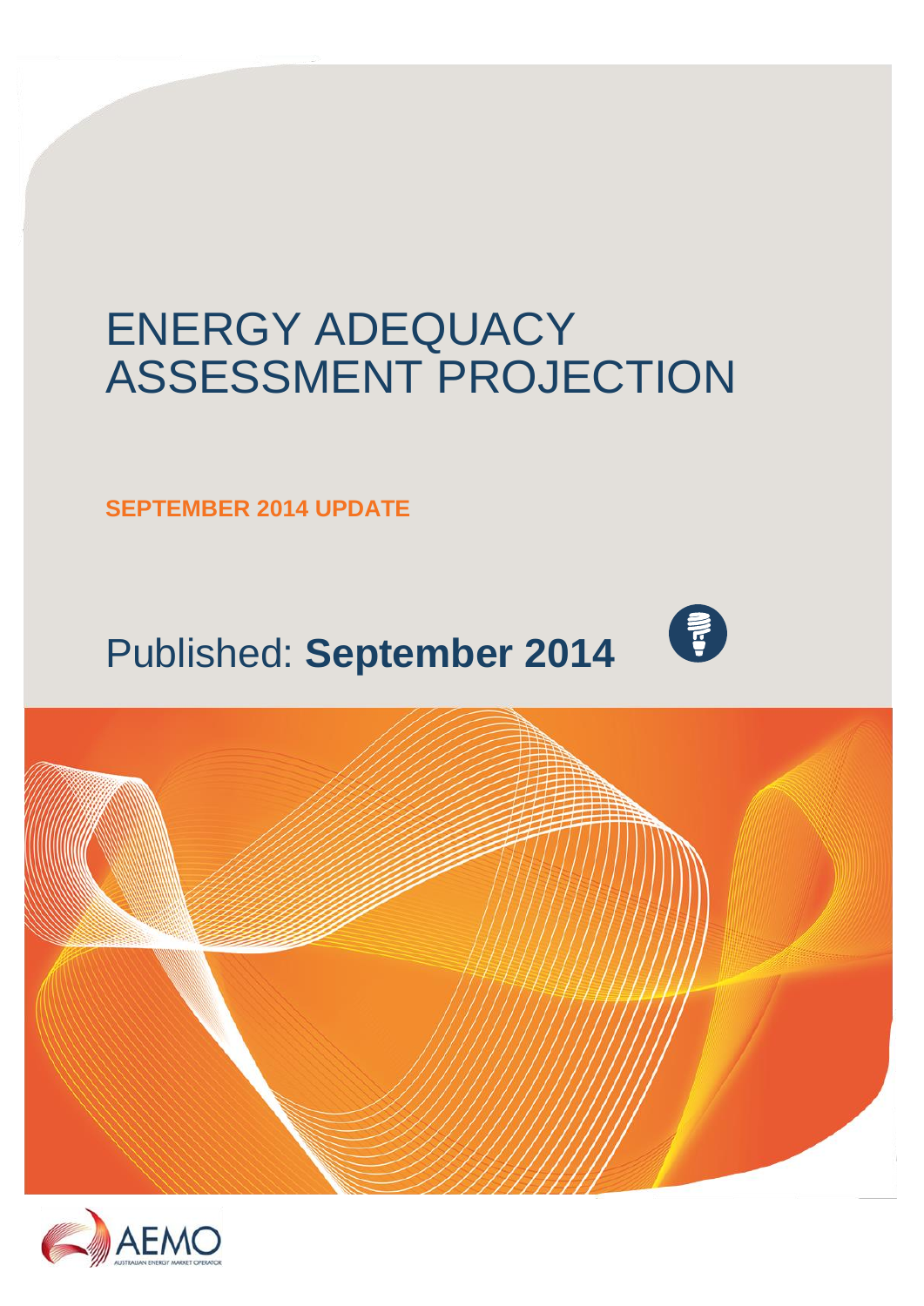# ENERGY ADEQUACY ASSESSMENT PROJECTION

**SEPTEMBER 2014 UPDATE**

Published: **September 2014**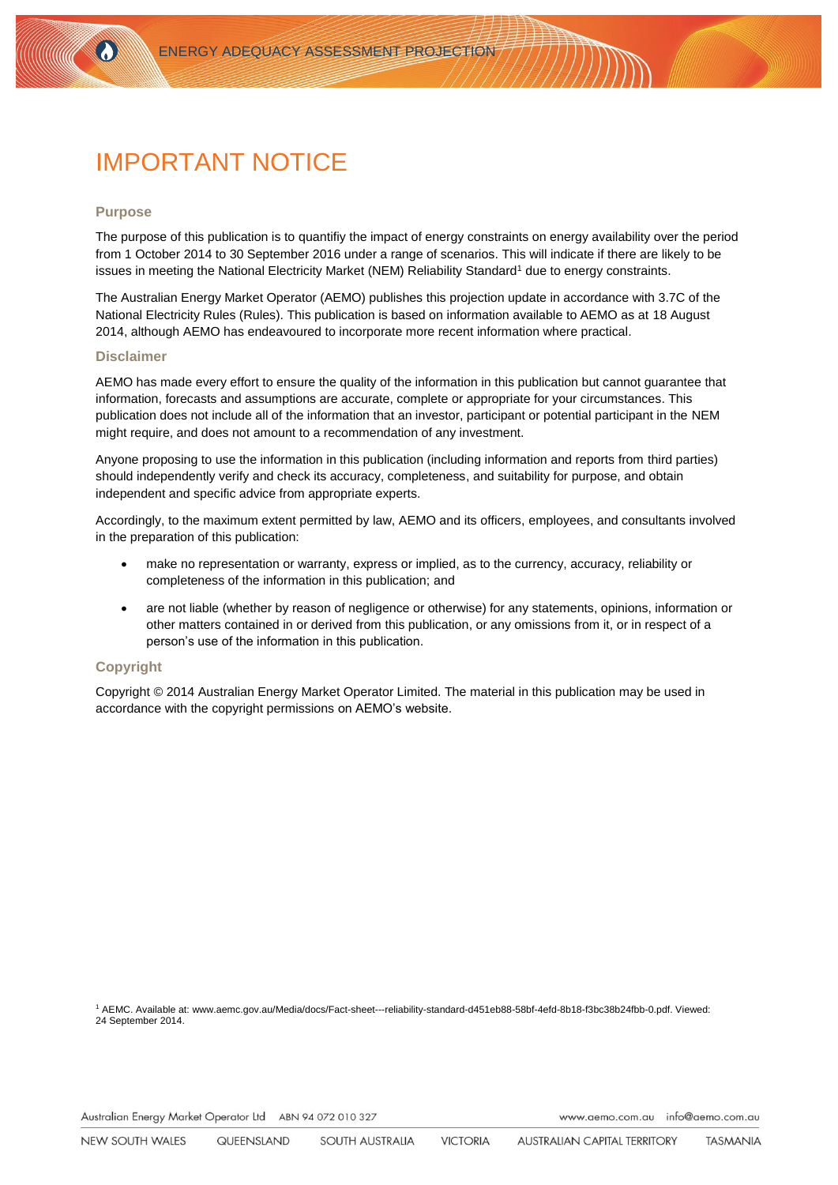# IMPORTANT NOTICE

### Purpose

The purpose of this publication is to quantifiy the impact of energy constraints on energy availability over the period from 1 October 2014 to 30 September 2016 under a range of scenarios. This will indicate if there are likely to be issues in meeting the National Electricity Market (NEM) Reliability Standard[1] due to energy constraints.

The Australian Energy Market Operator (AEMO) publishes this projection update in accordance with 3.7C of the National Electricity Rules (Rules). This publication is based on information available to AEMO as at 18 August 2014, although AEMO has endeavoured to incorporate more recent information where practical.

### Disclaimer

AEMO has made every effort to ensure the quality of the information in this publication but cannot guarantee that information, forecasts and assumptions are accurate, complete or appropriate for your circumstances. This publication does not include all of the information that an investor, participant or potential participant in the NEM might require, and does not amount to a recommendation of any investment.

Anyone proposing to use the information in this publication (including information and reports from third parties) should independently verify and check its accuracy, completeness, and suitability for purpose, and obtain independent and specific advice from appropriate experts.

Accordingly, to the maximum extent permitted by law, AEMO and its officers, employees, and consultants involved in the preparation of this publication:

- make no representation or warranty, express or implied, as to the currency, accuracy, reliability or completeness of the information in this publication; and
- are not liable (whether by reason of negligence or otherwise) for any statements, opinions, information or other matters contained in or derived from this publication, or any omissions from it, or in respect of a person's use of the information in this publication.

### Copyright

Copyright © 2014 Australian Energy Market Operator Limited. The material in this publication may be used in accordance with the copyright permissions on AEMO's website.

[1] AEMC. Available at: www.aemc.gov.au/Media/docs/Fact-sheet---reliability-standard-d451eb88-58bf-4efd-8b18-f3bc38b24fbb-0.pdf. Viewed: 24 September 2014.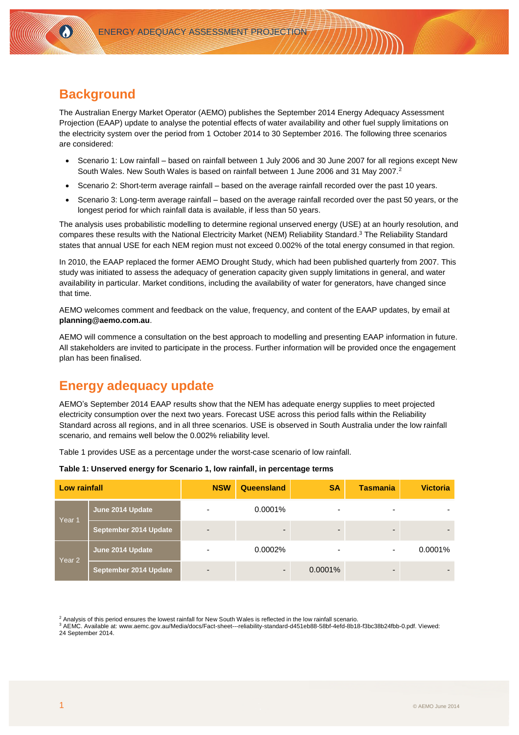## Background

The Australian Energy Market Operator (AEMO) publishes the September 2014 Energy Adequacy Assessment Projection (EAAP) update to analyse the potential effects of water availability and other fuel supply limitations on the electricity system over the period from 1 October 2014 to 30 September 2016. The following three scenarios are considered:

- Scenario 1: Low rainfall – based on rainfall between 1 July 2006 and 30 June 2007 for all regions except New South Wales. New South Wales is based on rainfall between 1 June 2006 and 31 May 2007.[2]
- Scenario 2: Short-term average rainfall – based on the average rainfall recorded over the past 10 years.
- Scenario 3: Long-term average rainfall – based on the average rainfall recorded over the past 50 years, or the longest period for which rainfall data is available, if less than 50 years.

The analysis uses probabilistic modelling to determine regional unserved energy (USE) at an hourly resolution, and compares these results with the National Electricity Market (NEM) Reliability Standard.[3] The Reliability Standard states that annual USE for each NEM region must not exceed 0.002% of the total energy consumed in that region.

In 2010, the EAAP replaced the former AEMO Drought Study, which had been published quarterly from 2007. This study was initiated to assess the adequacy of generation capacity given supply limitations in general, and water availability in particular. Market conditions, including the availability of water for generators, have changed since that time.

AEMO welcomes comment and feedback on the value, frequency, and content of the EAAP updates, by email at **planning@aemo.com.au**.

AEMO will commence a consultation on the best approach to modelling and presenting EAAP information in future. All stakeholders are invited to participate in the process. Further information will be provided once the engagement plan has been finalised.

## Energy adequacy update

AEMO's September 2014 EAAP results show that the NEM has adequate energy supplies to meet projected electricity consumption over the next two years. Forecast USE across this period falls within the Reliability Standard across all regions, and in all three scenarios. USE is observed in South Australia under the low rainfall scenario, and remains well below the 0.002% reliability level.

Table 1 provides USE as a percentage under the worst-case scenario of low rainfall.

**Table 1: Unserved energy for Scenario 1, low rainfall, in percentage terms**

| Low rainfall | | NSW | Queensland | SA | Tasmania | Victoria |
|---|---|---|---|---|---|---|
| Year 1 | June 2014 Update | - | 0.0001% | - | - | - |
| | September 2014 Update | - | - | - | - | - |
| Year 2 | June 2014 Update | - | 0.0002% | - | - | 0.0001% |
| | September 2014 Update | - | - | 0.0001% | - | - |

[2] Analysis of this period ensures the lowest rainfall for New South Wales is reflected in the low rainfall scenario.

[3] AEMC. Available at: www.aemc.gov.au/Media/docs/Fact-sheet---reliability-standard-d451eb88-58bf-4efd-8b18-f3bc38b24fbb-0.pdf. Viewed: 24 September 2014.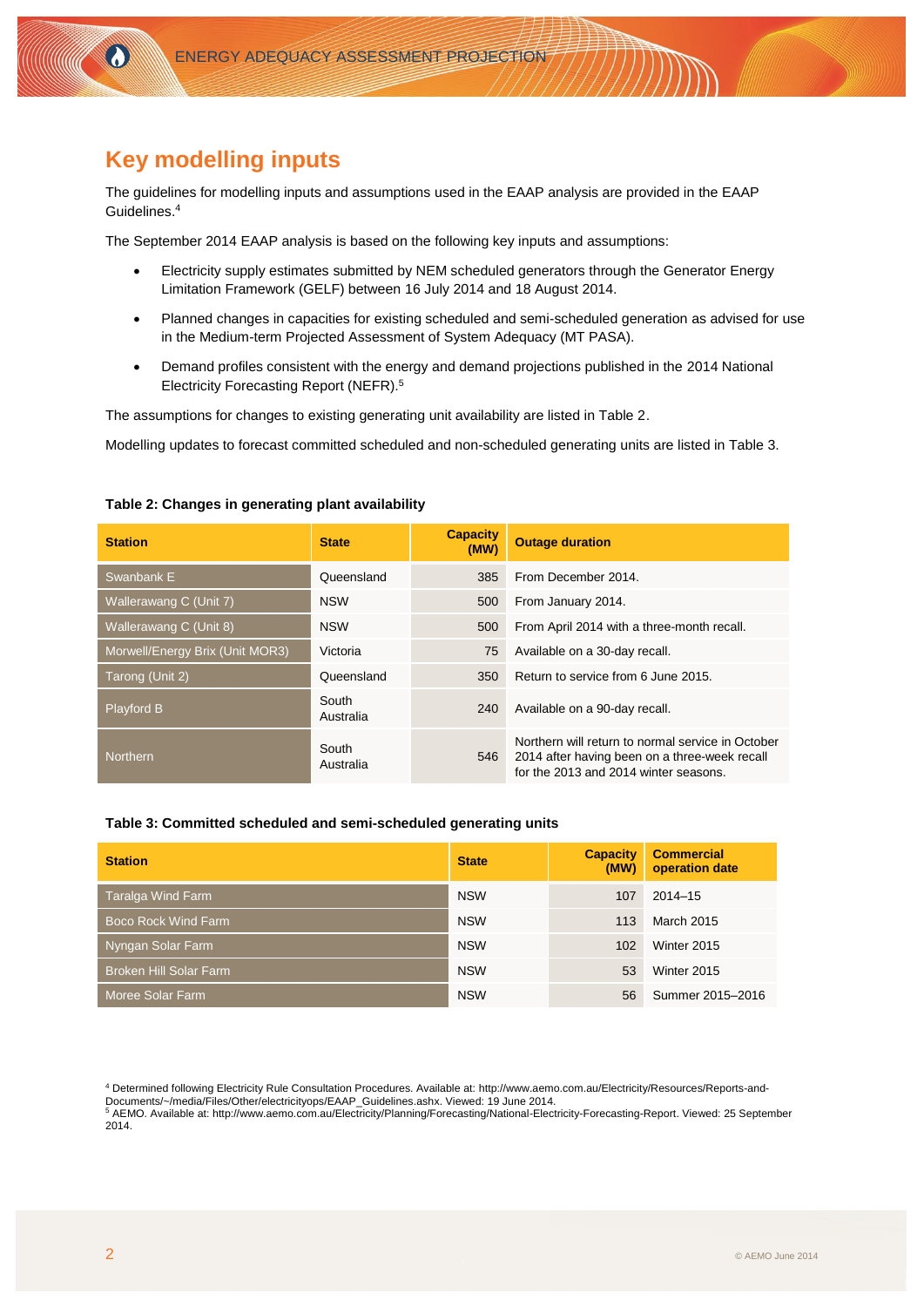## Key modelling inputs

The guidelines for modelling inputs and assumptions used in the EAAP analysis are provided in the EAAP Guidelines.[4]

The September 2014 EAAP analysis is based on the following key inputs and assumptions:

- Electricity supply estimates submitted by NEM scheduled generators through the Generator Energy Limitation Framework (GELF) between 16 July 2014 and 18 August 2014.
- Planned changes in capacities for existing scheduled and semi-scheduled generation as advised for use in the Medium-term Projected Assessment of System Adequacy (MT PASA).
- Demand profiles consistent with the energy and demand projections published in the 2014 National Electricity Forecasting Report (NEFR).[5]

The assumptions for changes to existing generating unit availability are listed in Table 2.

Modelling updates to forecast committed scheduled and non-scheduled generating units are listed in Table 3.

**Table 2: Changes in generating plant availability**

| Station | State | Capacity (MW) | Outage duration |
|---|---|---|---|
| Swanbank E | Queensland | 385 | From December 2014. |
| Wallerawang C (Unit 7) | NSW | 500 | From January 2014. |
| Wallerawang C (Unit 8) | NSW | 500 | From April 2014 with a three-month recall. |
| Morwell/Energy Brix (Unit MOR3) | Victoria | 75 | Available on a 30-day recall. |
| Tarong (Unit 2) | Queensland | 350 | Return to service from 6 June 2015. |
| Playford B | South Australia | 240 | Available on a 90-day recall. |
| Northern | South Australia | 546 | Northern will return to normal service in October 2014 after having been on a three-week recall for the 2013 and 2014 winter seasons. |

**Table 3: Committed scheduled and semi-scheduled generating units**

| Station | State | Capacity (MW) | Commercial operation date |
|---|---|---|---|
| Taralga Wind Farm | NSW | 107 | 2014–15 |
| Boco Rock Wind Farm | NSW | 113 | March 2015 |
| Nyngan Solar Farm | NSW | 102 | Winter 2015 |
| Broken Hill Solar Farm | NSW | 53 | Winter 2015 |
| Moree Solar Farm | NSW | 56 | Summer 2015–2016 |

[4] Determined following Electricity Rule Consultation Procedures. Available at: http://www.aemo.com.au/Electricity/Resources/Reports-and-Documents/~/media/Files/Other/electricityops/EAAP_Guidelines.ashx. Viewed: 19 June 2014.
[5] AEMO. Available at: http://www.aemo.com.au/Electricity/Planning/Forecasting/National-Electricity-Forecasting-Report. Viewed: 25 September 2014.